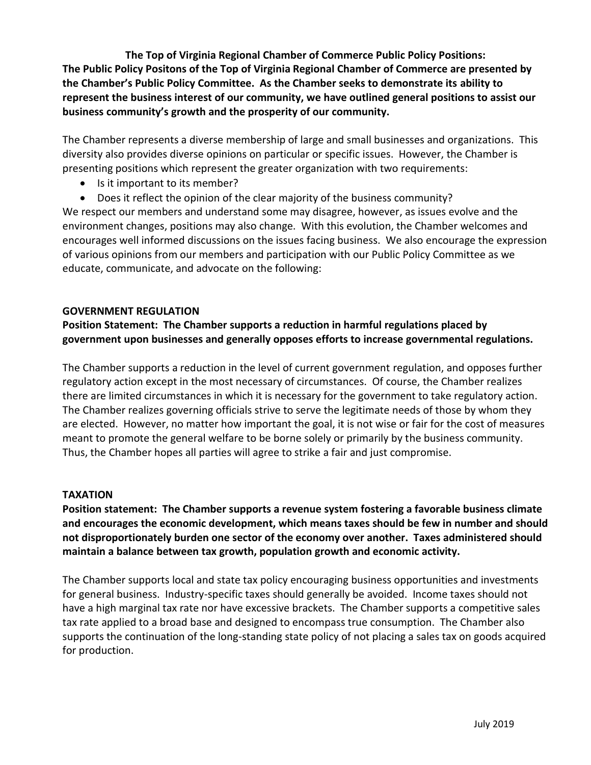**The Top of Virginia Regional Chamber of Commerce Public Policy Positions:**

**The Public Policy Positons of the Top of Virginia Regional Chamber of Commerce are presented by the Chamber's Public Policy Committee. As the Chamber seeks to demonstrate its ability to represent the business interest of our community, we have outlined general positions to assist our business community's growth and the prosperity of our community.**

The Chamber represents a diverse membership of large and small businesses and organizations. This diversity also provides diverse opinions on particular or specific issues. However, the Chamber is presenting positions which represent the greater organization with two requirements:

- Is it important to its member?
- Does it reflect the opinion of the clear majority of the business community?

We respect our members and understand some may disagree, however, as issues evolve and the environment changes, positions may also change. With this evolution, the Chamber welcomes and encourages well informed discussions on the issues facing business. We also encourage the expression of various opinions from our members and participation with our Public Policy Committee as we educate, communicate, and advocate on the following:

## GOVERNMENT REGULATION

**Position Statement: The Chamber supports a reduction in harmful regulations placed by government upon businesses and generally opposes efforts to increase governmental regulations.**

The Chamber supports a reduction in the level of current government regulation, and opposes further regulatory action except in the most necessary of circumstances. Of course, the Chamber realizes there are limited circumstances in which it is necessary for the government to take regulatory action. The Chamber realizes governing officials strive to serve the legitimate needs of those by whom they are elected. However, no matter how important the goal, it is not wise or fair for the cost of measures meant to promote the general welfare to be borne solely or primarily by the business community. Thus, the Chamber hopes all parties will agree to strike a fair and just compromise.

## TAXATION

**Position statement: The Chamber supports a revenue system fostering a favorable business climate and encourages the economic development, which means taxes should be few in number and should not disproportionately burden one sector of the economy over another. Taxes administered should maintain a balance between tax growth, population growth and economic activity.**

The Chamber supports local and state tax policy encouraging business opportunities and investments for general business. Industry-specific taxes should generally be avoided. Income taxes should not have a high marginal tax rate nor have excessive brackets. The Chamber supports a competitive sales tax rate applied to a broad base and designed to encompass true consumption. The Chamber also supports the continuation of the long-standing state policy of not placing a sales tax on goods acquired for production.

July 2019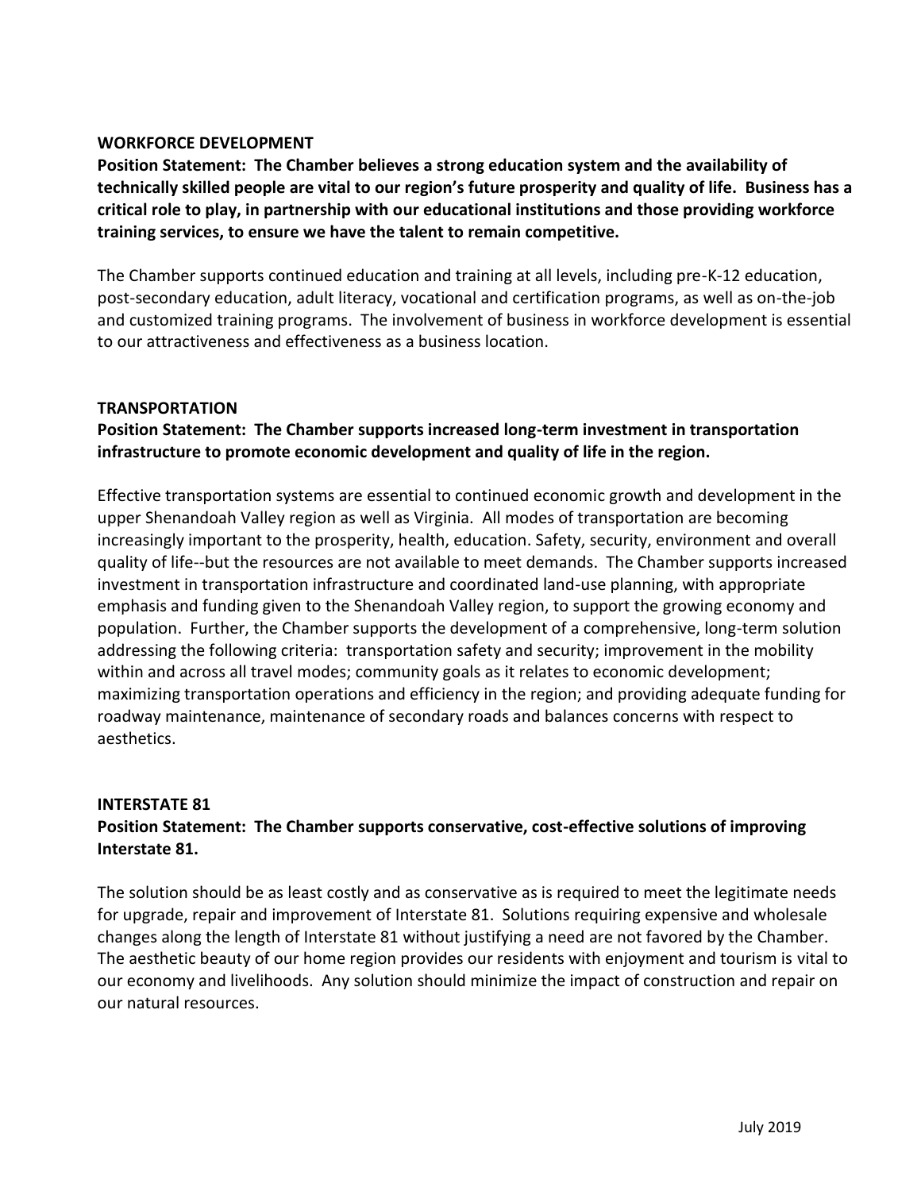## WORKFORCE DEVELOPMENT

**Position Statement: The Chamber believes a strong education system and the availability of technically skilled people are vital to our region's future prosperity and quality of life. Business has a critical role to play, in partnership with our educational institutions and those providing workforce training services, to ensure we have the talent to remain competitive.**

The Chamber supports continued education and training at all levels, including pre-K-12 education, post-secondary education, adult literacy, vocational and certification programs, as well as on-the-job and customized training programs. The involvement of business in workforce development is essential to our attractiveness and effectiveness as a business location.

## TRANSPORTATION

**Position Statement: The Chamber supports increased long-term investment in transportation infrastructure to promote economic development and quality of life in the region.**

Effective transportation systems are essential to continued economic growth and development in the upper Shenandoah Valley region as well as Virginia. All modes of transportation are becoming increasingly important to the prosperity, health, education. Safety, security, environment and overall quality of life--but the resources are not available to meet demands. The Chamber supports increased investment in transportation infrastructure and coordinated land-use planning, with appropriate emphasis and funding given to the Shenandoah Valley region, to support the growing economy and population. Further, the Chamber supports the development of a comprehensive, long-term solution addressing the following criteria: transportation safety and security; improvement in the mobility within and across all travel modes; community goals as it relates to economic development; maximizing transportation operations and efficiency in the region; and providing adequate funding for roadway maintenance, maintenance of secondary roads and balances concerns with respect to aesthetics.

## INTERSTATE 81

**Position Statement: The Chamber supports conservative, cost-effective solutions of improving Interstate 81.**

The solution should be as least costly and as conservative as is required to meet the legitimate needs for upgrade, repair and improvement of Interstate 81. Solutions requiring expensive and wholesale changes along the length of Interstate 81 without justifying a need are not favored by the Chamber. The aesthetic beauty of our home region provides our residents with enjoyment and tourism is vital to our economy and livelihoods. Any solution should minimize the impact of construction and repair on our natural resources.

July 2019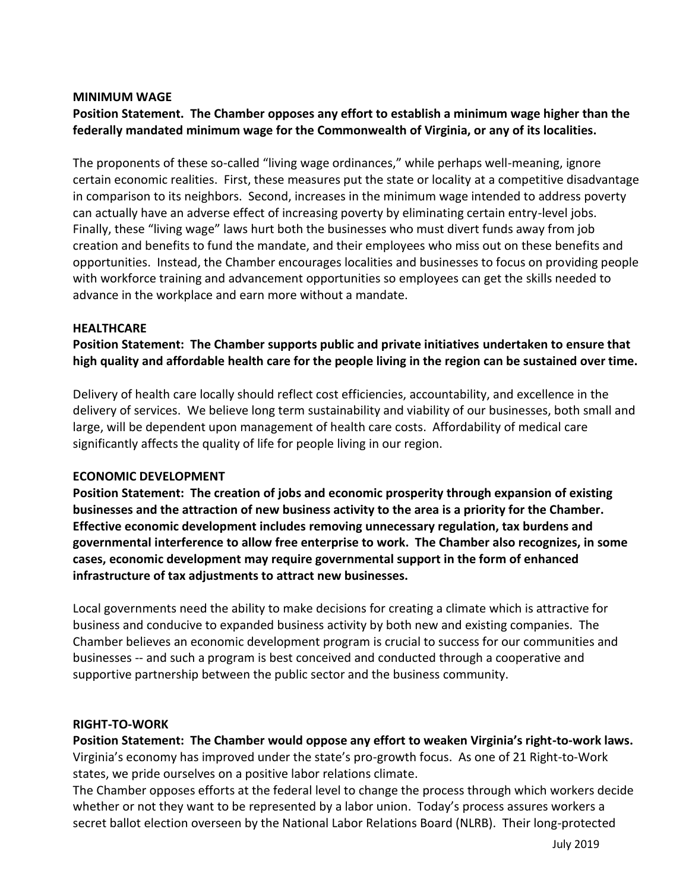**MINIMUM WAGE**

**Position Statement. The Chamber opposes any effort to establish a minimum wage higher than the federally mandated minimum wage for the Commonwealth of Virginia, or any of its localities.**

The proponents of these so-called "living wage ordinances," while perhaps well-meaning, ignore certain economic realities. First, these measures put the state or locality at a competitive disadvantage in comparison to its neighbors. Second, increases in the minimum wage intended to address poverty can actually have an adverse effect of increasing poverty by eliminating certain entry-level jobs. Finally, these "living wage" laws hurt both the businesses who must divert funds away from job creation and benefits to fund the mandate, and their employees who miss out on these benefits and opportunities. Instead, the Chamber encourages localities and businesses to focus on providing people with workforce training and advancement opportunities so employees can get the skills needed to advance in the workplace and earn more without a mandate.

**HEALTHCARE**

**Position Statement: The Chamber supports public and private initiatives undertaken to ensure that high quality and affordable health care for the people living in the region can be sustained over time.**

Delivery of health care locally should reflect cost efficiencies, accountability, and excellence in the delivery of services. We believe long term sustainability and viability of our businesses, both small and large, will be dependent upon management of health care costs. Affordability of medical care significantly affects the quality of life for people living in our region.

**ECONOMIC DEVELOPMENT**

**Position Statement: The creation of jobs and economic prosperity through expansion of existing businesses and the attraction of new business activity to the area is a priority for the Chamber. Effective economic development includes removing unnecessary regulation, tax burdens and governmental interference to allow free enterprise to work. The Chamber also recognizes, in some cases, economic development may require governmental support in the form of enhanced infrastructure of tax adjustments to attract new businesses.**

Local governments need the ability to make decisions for creating a climate which is attractive for business and conducive to expanded business activity by both new and existing companies. The Chamber believes an economic development program is crucial to success for our communities and businesses -- and such a program is best conceived and conducted through a cooperative and supportive partnership between the public sector and the business community.

**RIGHT-TO-WORK**

**Position Statement: The Chamber would oppose any effort to weaken Virginia's right-to-work laws.**
Virginia's economy has improved under the state's pro-growth focus. As one of 21 Right-to-Work states, we pride ourselves on a positive labor relations climate.

The Chamber opposes efforts at the federal level to change the process through which workers decide whether or not they want to be represented by a labor union. Today's process assures workers a secret ballot election overseen by the National Labor Relations Board (NLRB). Their long-protected

July 2019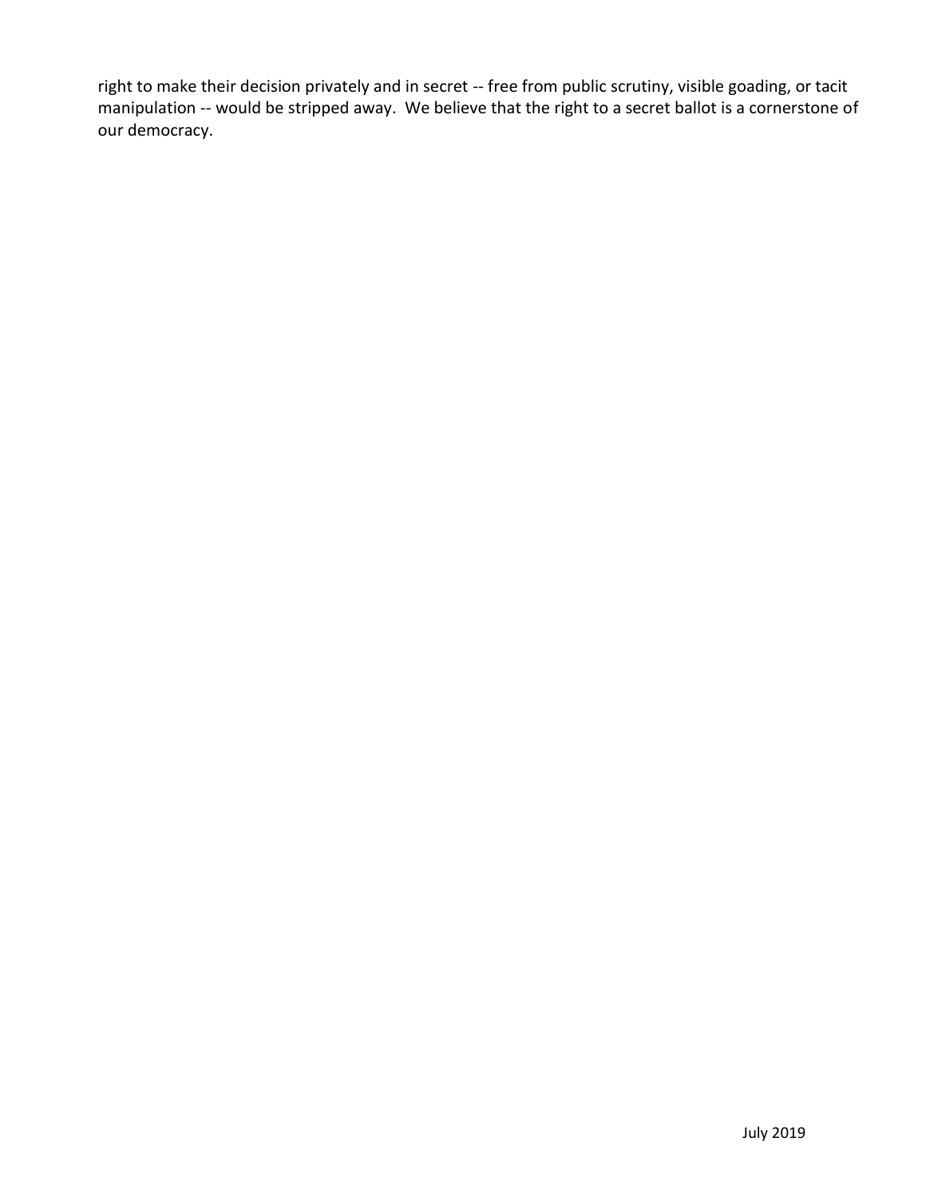right to make their decision privately and in secret -- free from public scrutiny, visible goading, or tacit manipulation -- would be stripped away. We believe that the right to a secret ballot is a cornerstone of our democracy.

July 2019